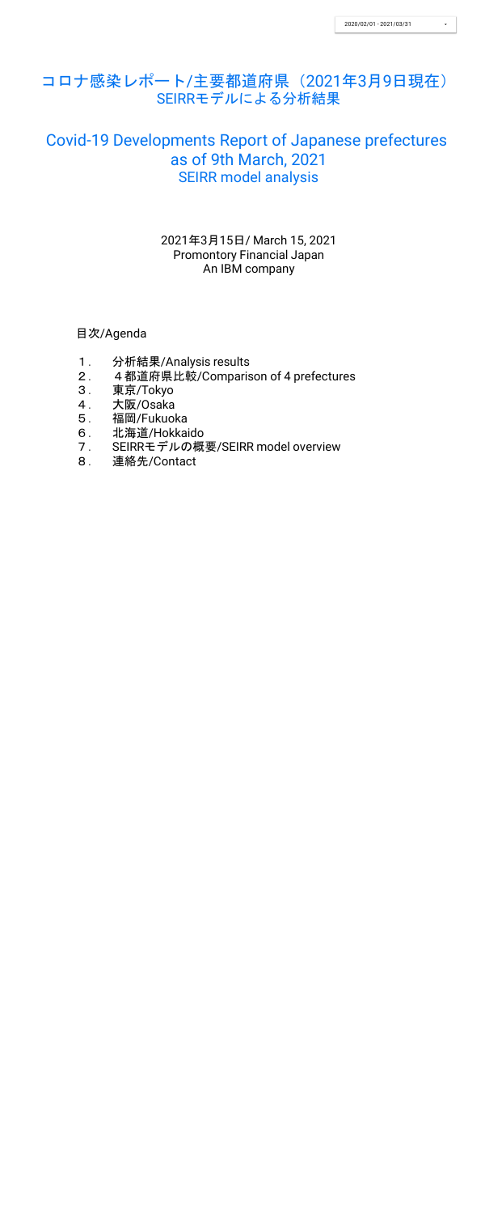2020/02/01 - 2021/03/31

# コロナ感染レポート/主要都道府県（2021年3月9日現在）SEIRRモデルによる分析結果

# Covid-19 Developments Report of Japanese prefectures as of 9th March, 2021 SEIRR model analysis

2021年3月15日/ March 15, 2021
Promontory Financial Japan
An IBM company

目次/Agenda

１.　分析結果/Analysis results
２.　４都道府県比較/Comparison of 4 prefectures
３.　東京/Tokyo
４.　大阪/Osaka
５.　福岡/Fukuoka
６.　北海道/Hokkaido
７.　SEIRRモデルの概要/SEIRR model overview
８.　連絡先/Contact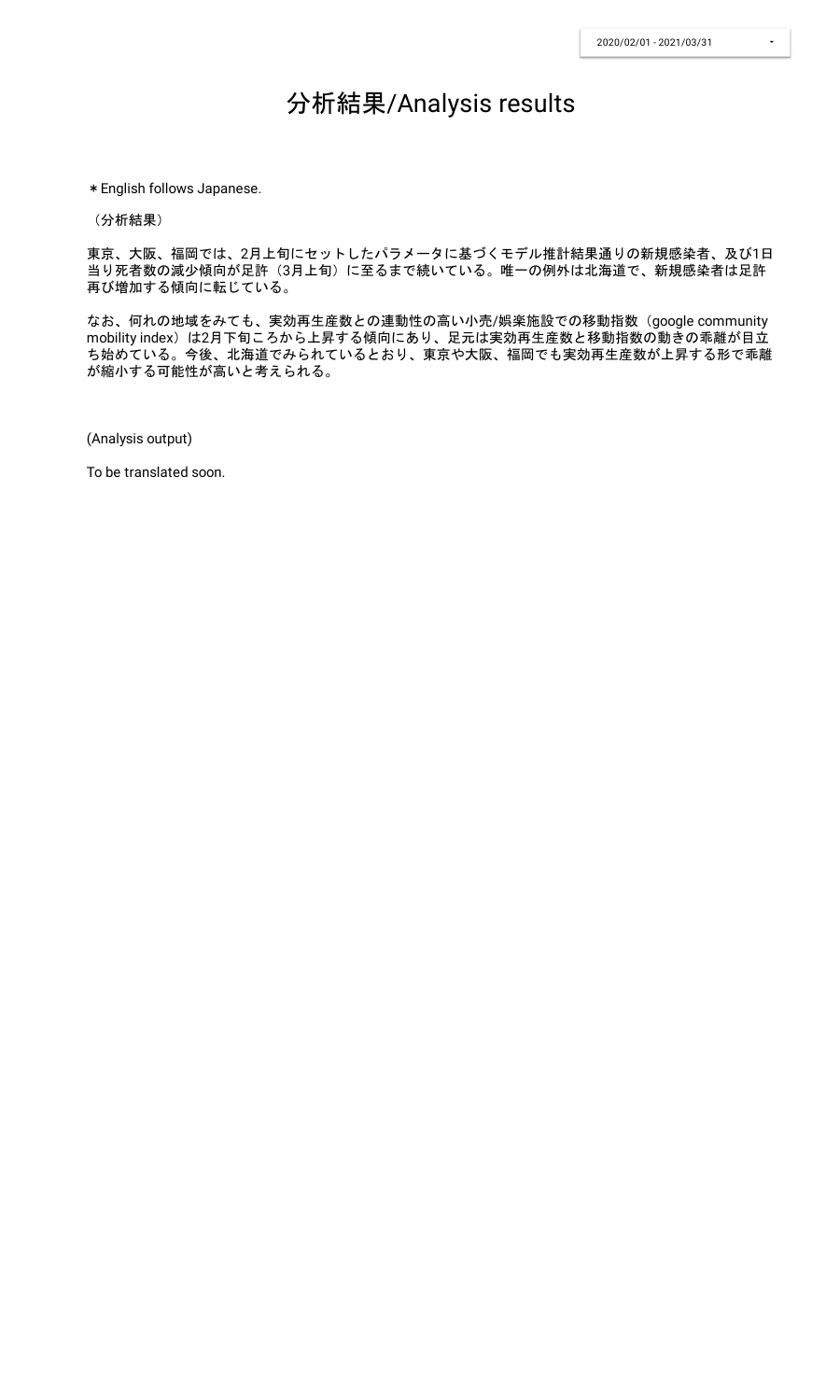2020/02/01 - 2021/03/31

# 分析結果/Analysis results

＊English follows Japanese.

（分析結果）

東京、大阪、福岡では、2月上旬にセットしたパラメータに基づくモデル推計結果通りの新規感染者、及び1日当り死者数の減少傾向が足許（3月上旬）に至るまで続いている。唯一の例外は北海道で、新規感染者は足許再び増加する傾向に転じている。

なお、何れの地域をみても、実効再生産数との連動性の高い小売/娯楽施設での移動指数（google community mobility index）は2月下旬ころから上昇する傾向にあり、足元は実効再生産数と移動指数の動きの乖離が目立ち始めている。今後、北海道でみられているとおり、東京や大阪、福岡でも実効再生産数が上昇する形で乖離が縮小する可能性が高いと考えられる。

(Analysis output)

To be translated soon.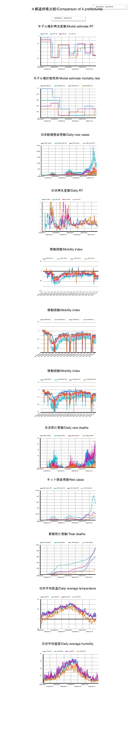# 4 都道府県比較/Comparison of 4 prefectures

## モデル推計再生産数/Model estimate RT

## モデル推計致死率/Model estimate mortality rate

## 日次新規感染者数/Daily new cases

## 日次再生産数/Daily RT

## 移動指数/Mobility index

## 移動指数/Mobility index

## 移動指数/Mobility index

## 日次死亡者数/Daily new deaths

## ネット感染者数/Net cases

## 累積死亡者数/Total deaths

## 日次平均気温/Daily average temperature

## 日次平均湿度/Daily average humidity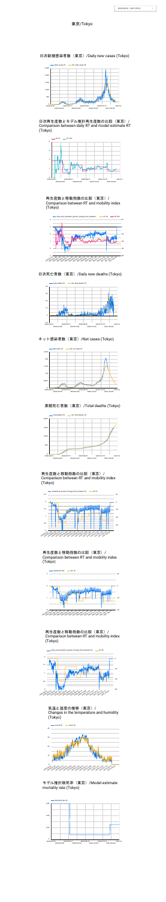# 東京/Tokyo

## 日次新規感染者数（東京）/Daily new cases (Tokyo)

## 日次再生産数とモデル推計再生産数の比較（東京）/ Comparison between daily RT and model estimate RT (Tokyo)

## 再生産数と移動指数の比較（東京）/ Comparison between RT and mobility index (Tokyo)

## 日次死亡者数（東京）/Daily new deaths (Tokyo)

## ネット感染者数（東京）/Net cases (Tokyo)

## 累積死亡者数（東京）/Total deaths (Tokyo)

## 再生産数と移動指数の比較（東京）/ Comparison between RT and mobility index (Tokyo)

## 再生産数と移動指数の比較（東京）/ Comparison between RT and mobility index (Tokyo)

## 再生産数と移動指数の比較（東京）/ Comparison between RT and mobility index (Tokyo)

## 気温と湿度の推移（東京）/ Changes in the temperature and humidity (Tokyo)

## モデル推計致死率（東京）/Model estimate mortality rate (Tokyo)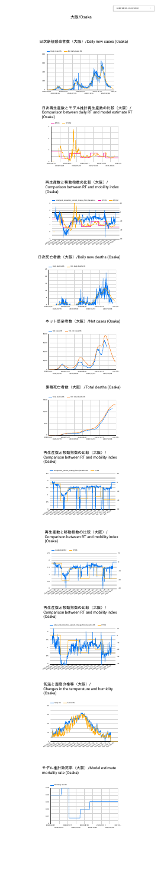# 大阪/Osaka

### 日次新規感染者数（大阪）/Daily new cases (Osaka)

### 日次再生産数とモデル推計再生産数の比較（大阪）/ Comparison between daily RT and model estimate RT (Osaka)

### 再生産数と移動指数の比較（大阪）/ Comparison between RT and mobility index (Osaka)

### 日次死亡者数（大阪）/Daily new deaths (Osaka)

### ネット感染者数（大阪）/Net cases (Osaka)

### 累積死亡者数（大阪）/Total deaths (Osaka)

### 再生産数と移動指数の比較（大阪）/ Comparison between RT and mobility index (Osaka)

### 再生産数と移動指数の比較（大阪）/ Comparison between RT and mobility index (Osaka)

### 再生産数と移動指数の比較（大阪）/ Comparison between RT and mobility index (Osaka)

### 気温と湿度の推移（大阪）/ Changes in the temperature and humidity (Osaka)

### モデル推計致死率（大阪）/Model estimate mortality rate (Osaka)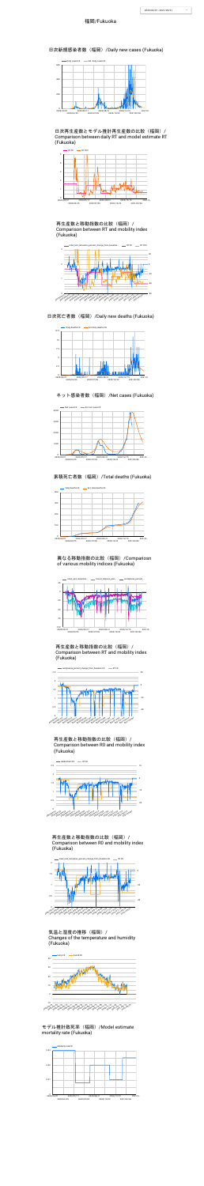# 福岡/Fukuoka

## 日次新規感染者数（福岡）/Daily new cases (Fukuoka)

## 日次再生産数とモデル推計再生産数の比較（福岡）/ Comparison between daily RT and model estimate RT (Fukuoka)

## 再生産数と移動指数の比較（福岡）/ Comparison between RT and mobility index (Fukuoka)

## 日次死亡者数（福岡）/Daily new deaths (Fukuoka)

## ネット感染者数（福岡）/Net cases (Fukuoka)

## 累積死亡者数（福岡）/Total deaths (Fukuoka)

## 異なる移動指数の比較（福岡）/Comparison of various mobility indices (Fukuoka)

## 再生産数と移動指数の比較（福岡）/ Comparison between RT and mobility index (Fukuoka)

## 再生産数と移動指数の比較（福岡）/ Comparison between R0 and mobility index (Fukuoka)

## 再生産数と移動指数の比較（福岡）/ Comparison between R0 and mobility index (Fukuoka)

## 気温と湿度の推移（福岡）/ Changes of the temperature and humidity (Fukuoka)

## モデル推計致死率（福岡）/Model estimate mortality rate (Fukuoka)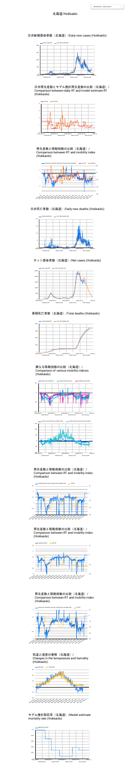# 北海道/Hokkaido

## 日次新規感染者数（北海道）/Daily new cases (Hokkaido)

## 日次再生産数とモデル推計再生産数の比較（北海道）/ Comparison between daily RT and model estimate RT (Hokkaido)

## 再生産数と移動指数の比較（北海道）/ Comparison between RT and mobility index (Hokkaido)

## 日次死亡者数（北海道）/Daily new deaths (Hokkaido)

## ネット感染者数（北海道）/Net cases (Hokkaido)

## 累積死亡者数（北海道）/Total deaths (Hokkaido)

## 異なる移動指数の比較（北海道）/ Comparison of various mobility indices (Hokkaido)

## 再生産数と移動指数の比較（北海道）/ Comparison between RT and mobility index (Hokkaido)

## 再生産数と移動指数の比較（北海道）/ Comparison between RT and mobility index (Hokkaido)

## 再生産数と移動指数の比較（北海道）/ Comparison between RT and mobility index (Hokkaido)

## 気温と湿度の推移（北海道）/ Changes in the temperature and humidity (Hokkaido)

## モデル推計致死率（北海道）/Model estimate mortality rate (Hokkaido)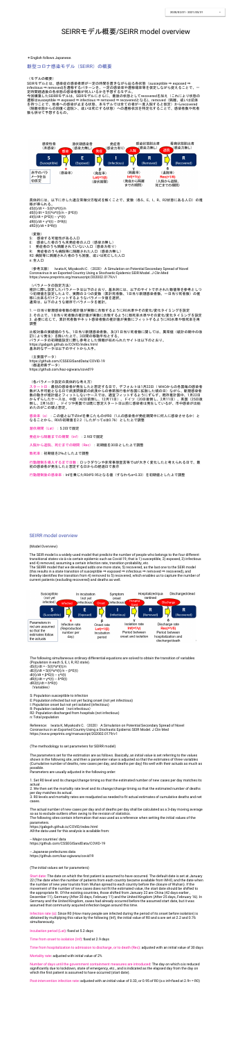# SEIRRモデル概要/SEIRR model overview

＊English follows Japanese

## 新型コロナ感染モデル（SEIRR）の概要

（モデルの概要）

SEIRモデルとは、感染症の感染者数が一定の時間を置きながら出る各状態（susceptible ⇒ exposed ⇒ infectious ⇒ removed）を遷移するパターンを、一定の感染確率や遷移確率を仮定しながら捉えることで、一定時間経過後の各状態の感染者数が何人いるかを予想するモデル。

今回構築したSEIRRモデルは、SEIRモデルにおいて、最後の状態としてremovedを加え（これにより状態の遷移はsusceptible ⇒ exposed ⇒ infectious ⇒ removed ⇒ removedとなる）、removed（隔離、或いは状態を持つことで、他者への感染がおきる状態。本モデルでは全ての者が一度入院すると仮定）からremoved（隔離者数からの回復と退院）、或いは死亡する状態）への遷移状況を推定することで、感染者数と死者数も併せて予想するもの。

具体的には、以下に示した遷移方程式で定めた形式を用いて、変数（各S、E、I、R、R2状態にある人口）の推移が求められる。

$dS(t)/dt = -S(t)*\alpha*I(t)/n$
$dE(t)/dt = S(t)*\alpha*I(t)/n - \beta*E(t)$
$dI(t)/dt = \beta*E(t) - \gamma*I(t)$
$dR(t)/dt = \gamma*I(t) - \delta*R(t)$
$dR2(t)/dt = \delta*R(t)$

（変数）
S：感染する可能性がある人口
E：感染した者のうち未発症者の人口（感染力無し）
I：発症者のうち隔離されていない人口（感染力有り）
R：発症者のうち病院等に隔離された人口（感染力無し）
R2：病院等に隔離された者のうち死亡、或いは回復した人口
n：全人口

（参考文献）　Iwata K, Miyakoshi C.（2020）A Simulation on Potential Secondary Spread of Novel Coronavirus in an Exported Country Using a Stochastic Epidemic SEIR Model. J Clin Med https://www.preprints.org/manuscript/202002.0179/v1

（パラメータの設定方法）

推計に際し設定したパラメータは以下のとおり。基本的には、以下のサイトで示された発症者を参考としつつ初期値を設定した上で、実際の３つの変数（累計死者数、1日当り新規感染者数、一日当り死者数）の推移にできるだけフィットするようなパラメータ値を選択。

通常は、以下のような順序でパラメータを推計。

1. 一日当り新規感染者数の推計値が実数に合致するように初期値や予測タイミングを調整
2. そのうえ、1日当り死者数の推計値が実数に合致するように致死率と比率の変更/変化タイミングを設定
3. 必要に応じて、累計死者数やキャット感染者数の推計値が実数にフィットするように初期値や致死率を再調整

比較対象の実績値のうち、1日当り新規感染者数、及び1日当り死者数に関しては、異常値（統計の期中の含日）による影響を、除いたうえで、3日間の移動平均とする。

パラメータの初期値設定に際し参考とした情報が収められたサイトは以下のとおり。
https://gabgoh.github.io/COVID/index.html
基本的なデータは以下のサイトから入手。

（主要国データ）
https://github.com/CSSEGISandData/COVID-19
（都道府県データ）
https://github.com/kaz-ogiwara/covid19

（各パラメータ設定の具体的な考え方）

スタート日：最初の感染者が発生したと想定する日で、デフォルトは1月22日（WHOからの各国毎の感染者数が入手可能となる日で武漢閉鎖前の出国者数の移動が各国にもたらされた日）ながら、新規感染者数の動きが推計値とフィットしないケースでは、適宜フィットするように早めている。既存推計国中、1月22日から早らしたケースは、中国（42日前倒し、12月11日）、ドイツ（20日後ろ、2月11日）、英国（25日後ろ、2月16日）、ドイツや英国では既に想定スタート日以前に感染者は発生していたが、市中感染が始めたのがこの後と想定。

感染率（α）：この値は日次のR0を乗じたものがR0（1人の感染者が発症期間中に何人に感染させるか）となることから、R0の初期値を2.2（したがってαは0.76）とした上で調整

潜伏期間（Lat）：5.2日で固定

発症から隔離までの時間（Inf）：2.9日で固定

入院から退院、死亡までの時間（Res）：初期値を30日とした上で調整

致死率：初期値を2%とした上で調整

行動規制を導入するまで日数：ロックダウンや非常事態宣言等でαが大きく変化したと考えられる日で、最初の感染者が発生したと想定する日からの経過日で表示

行動規制後の感染率：Inf/をΣ乗じたR0が0.95となる値（すなわちα=0.33）を初期値とした上で調整

## SEIRR model overview

(Model Overview)

The SEIR model is a widely-used model that predicts the number of people who belongs to the four different transitional states vis-à-vis certain epidemic such as Covid-19, that is 1) susceptible, 2) exposed, 3) infectious and 4) removed, assuming a certain infection rate, transition probability, etc.

The SEIRR model that we developed adds one more state, 5) recovered, as the last one to the SEIR model (this results in a state transition of susceptible ⇒ exposed ⇒ infectious ⇒ removed ⇒ recovered), and thereby identifies the transition from 4) removed to 5) recovered, which enables us to capture the number of current patients (excluding recovered) and deaths as well.

The following simultaneous ordinary differential equations are solved to obtain the transition of variables: (Population in each S, E, I, R, R2 state):

$dS(t)/dt = -S(t)*\alpha*I(t)/n$
$dE(t)/dt = S(t)*\alpha*I(t)/n - \beta*E(t)$
$dI(t)/dt = \beta*E(t) - \gamma*I(t)$
$dR(t)/dt = \gamma*I(t) - \delta*R(t)$
$dR2(t)/dt = \delta*R(t)$

(Variables)

S: Population susceptible to infection
E: Population infected but not yet causing infection (not yet infectious)
I: Population onset but not yet isolated (infectious)
R: Population isolated (not infectious)
R2: Population discharged from hospitals (not infectious)
n: Total population

Reference: Iwata K, Miyakoshi C.（2020）A Simulation on Potential Secondary Spread of Novel Coronavirus in an Exported Country Using a Stochastic Epidemic SEIR Model. J Clin Med https://www.preprints.org/manuscript/202002.0179/v1

(The methodology to set parameters for SEIRR model)

The parameters set for the estimation are as follows. Basically, an initial value is set referring to the values shown in the following site, and then a parameter value is adjusted so that the estimates of three variables (Cumulative number of deaths, new cases per day, and deaths per day) fits well with their actuals as much as possible.

Parameters are usually adjusted in the following order:

1. Set R0 level and its change/change timing so that the estimated number of new cases per day matches its actual
2. We then set the mortality rate level and its change/change timing so that the estimated number of deaths per day matches its actual.
3. R0 levels and mortality rates are readjusted as needed to fit actual estimates of cumulative deaths and net cases.

The actual number of new cases per day and of deaths per day shall be calculated as a 3-day moving average so as to exclude outliers often owing to the revision of statistics.

The following sites contain information that was used as a reference when setting the initial values of the parameters.
https://gabgoh.github.io/COVID/index.html
All the data used for this analysis is available from:

-- Major countries' data
https://github.com/CSSEGISandData/COVID-19

-- Japanese prefectures data
https://github.com/kaz-ogiwara/covid19

(The initial values set for parameters)

Start date: The date on which the first patient is assumed to have occurred. The default date is set at January 22 (The date when the number of patients from each country became available from WHO, and the date when the number of new year tourists from Wuhan spread to each country before the closure of Wuhan). If the movement of the number of new cases does not fit the estimated value, the start date should be shifted to the appropriate fit. Of the existing countries, those shifted from January 22 are China (42 days earlier, December 11), Germany (After 20 days, February 11) and the United Kingdom (After 25 days, February 16). In Germany and the United Kingdom, cases had already occurred before the assumed start date, but it was assumed that community acquired infection began around this time.

Infection rate (α): Since R0 (How many people are infected during the period of its onset before isolation) is obtained by multiplying this value by the following (Inf), the initial value of R0 and α are set at 2.2 and 0.76 simultaneously.

Incubation period (Lat): fixed at 5.2 days

Time from onset to isolation (Inf): fixed at 2.9 days

Time from hospitalization to admission to discharge, or to death (Res): adjusted with an initial value of 30 days

Mortality rate: adjusted with initial value of 2%.

Number of days until the government containment measures are introduced: The day on which α is reduced significantly due to lockdown, state of emergency, etc., and is indicated as the elapsed day from the day on which the first patient is assumed to have occurred (start date).

Post-intervention infection rate: adjusted with an initial value of 0.33, or 0.95 of R0 (α x Inf=Ravel at 2.9=> R0)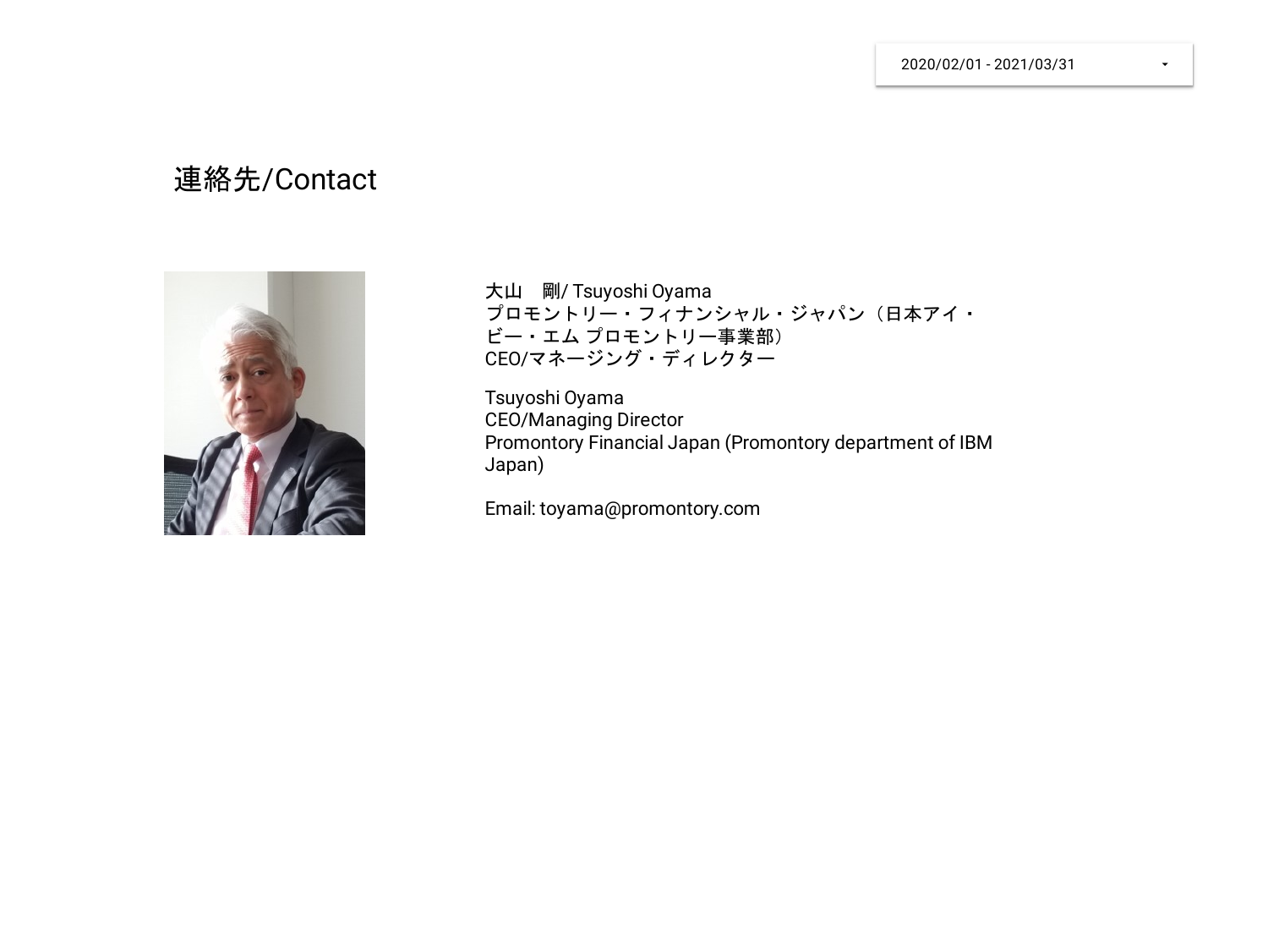2020/02/01 - 2021/03/31

# 連絡先/Contact

大山　剛/ Tsuyoshi Oyama
プロモントリー・フィナンシャル・ジャパン（日本アイ・ビー・エム プロモントリー事業部）
CEO/マネージング・ディレクター

Tsuyoshi Oyama
CEO/Managing Director
Promontory Financial Japan (Promontory department of IBM Japan)

Email: toyama@promontory.com